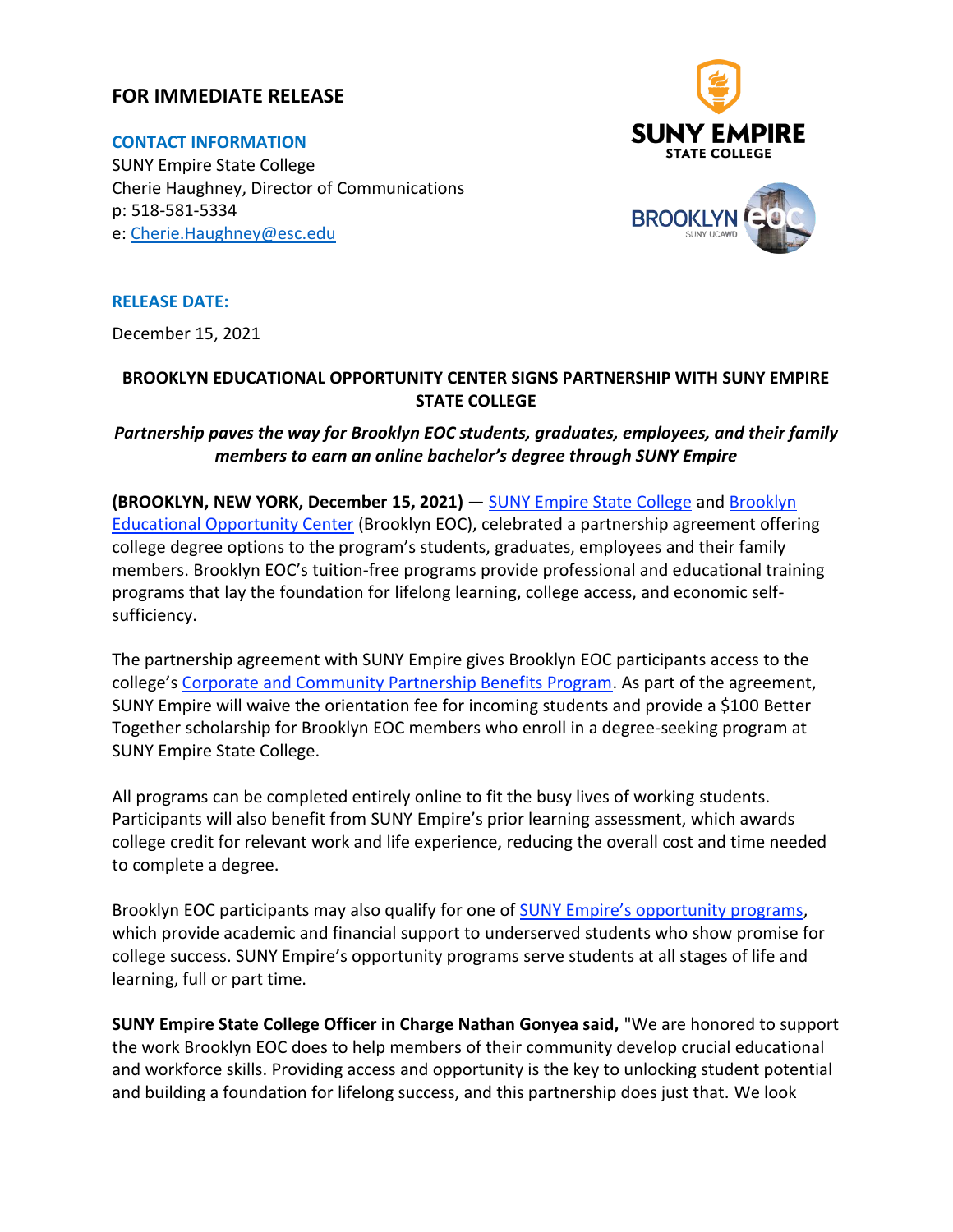**FOR IMMEDIATE RELEASE**

**CONTACT INFORMATION**
SUNY Empire State College
Cherie Haughney, Director of Communications
p: 518-581-5334
e: Cherie.Haughney@esc.edu

**RELEASE DATE:**

December 15, 2021

## BROOKLYN EDUCATIONAL OPPORTUNITY CENTER SIGNS PARTNERSHIP WITH SUNY EMPIRE STATE COLLEGE

***Partnership paves the way for Brooklyn EOC students, graduates, employees, and their family members to earn an online bachelor's degree through SUNY Empire***

**(BROOKLYN, NEW YORK, December 15, 2021)** — SUNY Empire State College and Brooklyn Educational Opportunity Center (Brooklyn EOC), celebrated a partnership agreement offering college degree options to the program's students, graduates, employees and their family members. Brooklyn EOC's tuition-free programs provide professional and educational training programs that lay the foundation for lifelong learning, college access, and economic self-sufficiency.

The partnership agreement with SUNY Empire gives Brooklyn EOC participants access to the college's Corporate and Community Partnership Benefits Program. As part of the agreement, SUNY Empire will waive the orientation fee for incoming students and provide a $100 Better Together scholarship for Brooklyn EOC members who enroll in a degree-seeking program at SUNY Empire State College.

All programs can be completed entirely online to fit the busy lives of working students. Participants will also benefit from SUNY Empire's prior learning assessment, which awards college credit for relevant work and life experience, reducing the overall cost and time needed to complete a degree.

Brooklyn EOC participants may also qualify for one of SUNY Empire's opportunity programs, which provide academic and financial support to underserved students who show promise for college success. SUNY Empire's opportunity programs serve students at all stages of life and learning, full or part time.

**SUNY Empire State College Officer in Charge Nathan Gonyea said,** "We are honored to support the work Brooklyn EOC does to help members of their community develop crucial educational and workforce skills. Providing access and opportunity is the key to unlocking student potential and building a foundation for lifelong success, and this partnership does just that. We look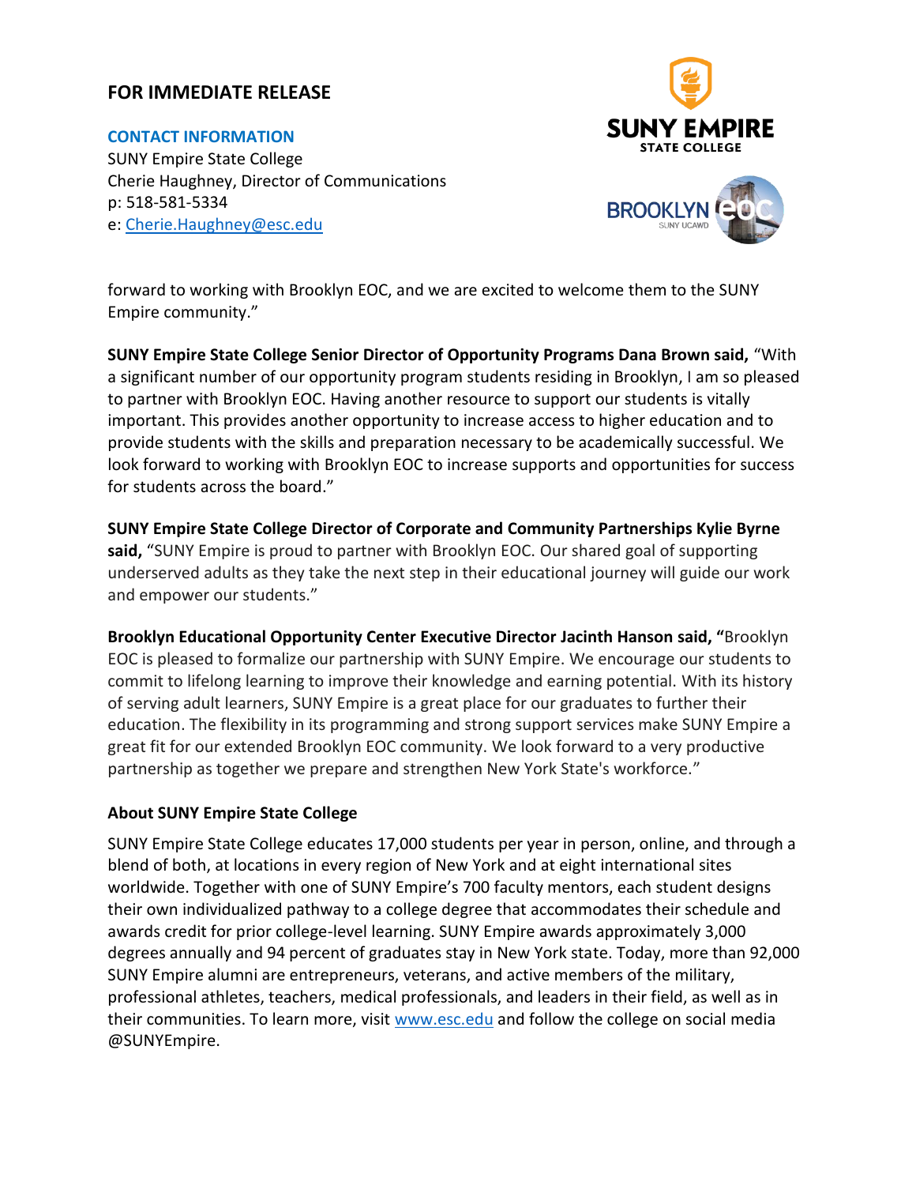**FOR IMMEDIATE RELEASE**

**CONTACT INFORMATION**
SUNY Empire State College
Cherie Haughney, Director of Communications
p: 518-581-5334
e: Cherie.Haughney@esc.edu

forward to working with Brooklyn EOC, and we are excited to welcome them to the SUNY Empire community."

**SUNY Empire State College Senior Director of Opportunity Programs Dana Brown said,** "With a significant number of our opportunity program students residing in Brooklyn, I am so pleased to partner with Brooklyn EOC. Having another resource to support our students is vitally important. This provides another opportunity to increase access to higher education and to provide students with the skills and preparation necessary to be academically successful. We look forward to working with Brooklyn EOC to increase supports and opportunities for success for students across the board."

**SUNY Empire State College Director of Corporate and Community Partnerships Kylie Byrne said,** "SUNY Empire is proud to partner with Brooklyn EOC. Our shared goal of supporting underserved adults as they take the next step in their educational journey will guide our work and empower our students."

**Brooklyn Educational Opportunity Center Executive Director Jacinth Hanson said, "**Brooklyn EOC is pleased to formalize our partnership with SUNY Empire. We encourage our students to commit to lifelong learning to improve their knowledge and earning potential. With its history of serving adult learners, SUNY Empire is a great place for our graduates to further their education. The flexibility in its programming and strong support services make SUNY Empire a great fit for our extended Brooklyn EOC community. We look forward to a very productive partnership as together we prepare and strengthen New York State's workforce."

**About SUNY Empire State College**

SUNY Empire State College educates 17,000 students per year in person, online, and through a blend of both, at locations in every region of New York and at eight international sites worldwide. Together with one of SUNY Empire's 700 faculty mentors, each student designs their own individualized pathway to a college degree that accommodates their schedule and awards credit for prior college-level learning. SUNY Empire awards approximately 3,000 degrees annually and 94 percent of graduates stay in New York state. Today, more than 92,000 SUNY Empire alumni are entrepreneurs, veterans, and active members of the military, professional athletes, teachers, medical professionals, and leaders in their field, as well as in their communities. To learn more, visit www.esc.edu and follow the college on social media @SUNYEmpire.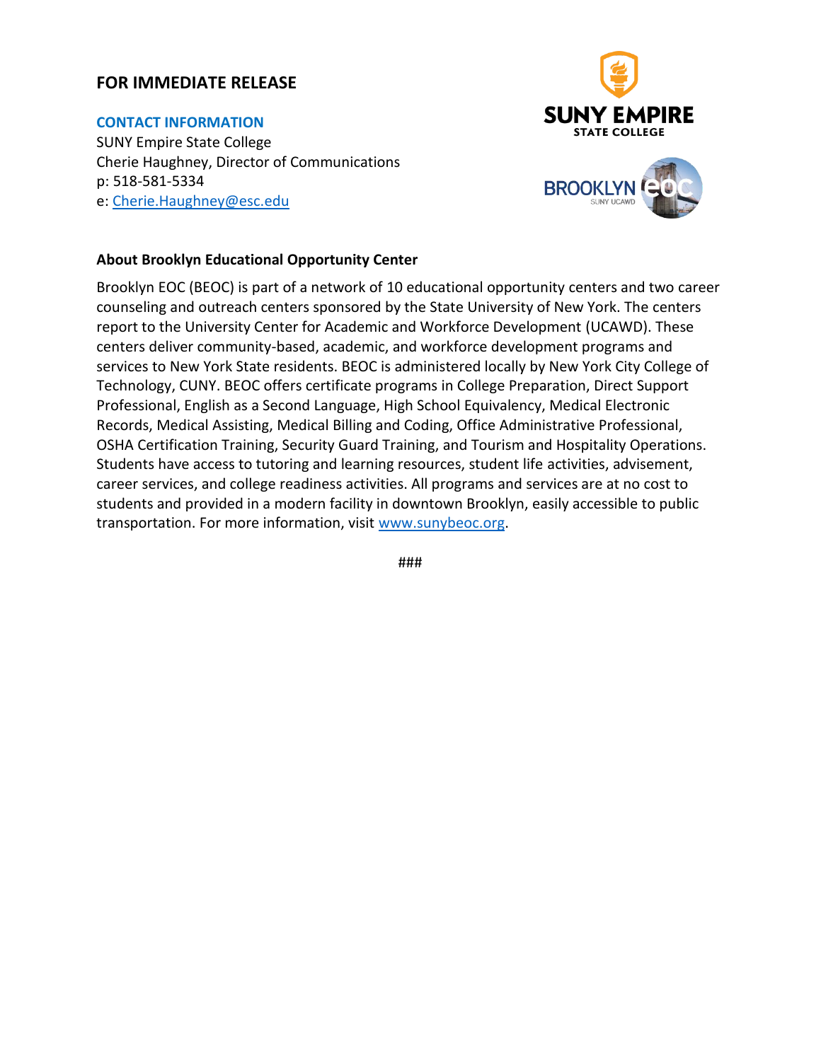## FOR IMMEDIATE RELEASE

**CONTACT INFORMATION**

SUNY Empire State College
Cherie Haughney, Director of Communications
p: 518-581-5334
e: Cherie.Haughney@esc.edu

**About Brooklyn Educational Opportunity Center**

Brooklyn EOC (BEOC) is part of a network of 10 educational opportunity centers and two career counseling and outreach centers sponsored by the State University of New York. The centers report to the University Center for Academic and Workforce Development (UCAWD). These centers deliver community-based, academic, and workforce development programs and services to New York State residents. BEOC is administered locally by New York City College of Technology, CUNY. BEOC offers certificate programs in College Preparation, Direct Support Professional, English as a Second Language, High School Equivalency, Medical Electronic Records, Medical Assisting, Medical Billing and Coding, Office Administrative Professional, OSHA Certification Training, Security Guard Training, and Tourism and Hospitality Operations. Students have access to tutoring and learning resources, student life activities, advisement, career services, and college readiness activities. All programs and services are at no cost to students and provided in a modern facility in downtown Brooklyn, easily accessible to public transportation. For more information, visit www.sunybeoc.org.

###